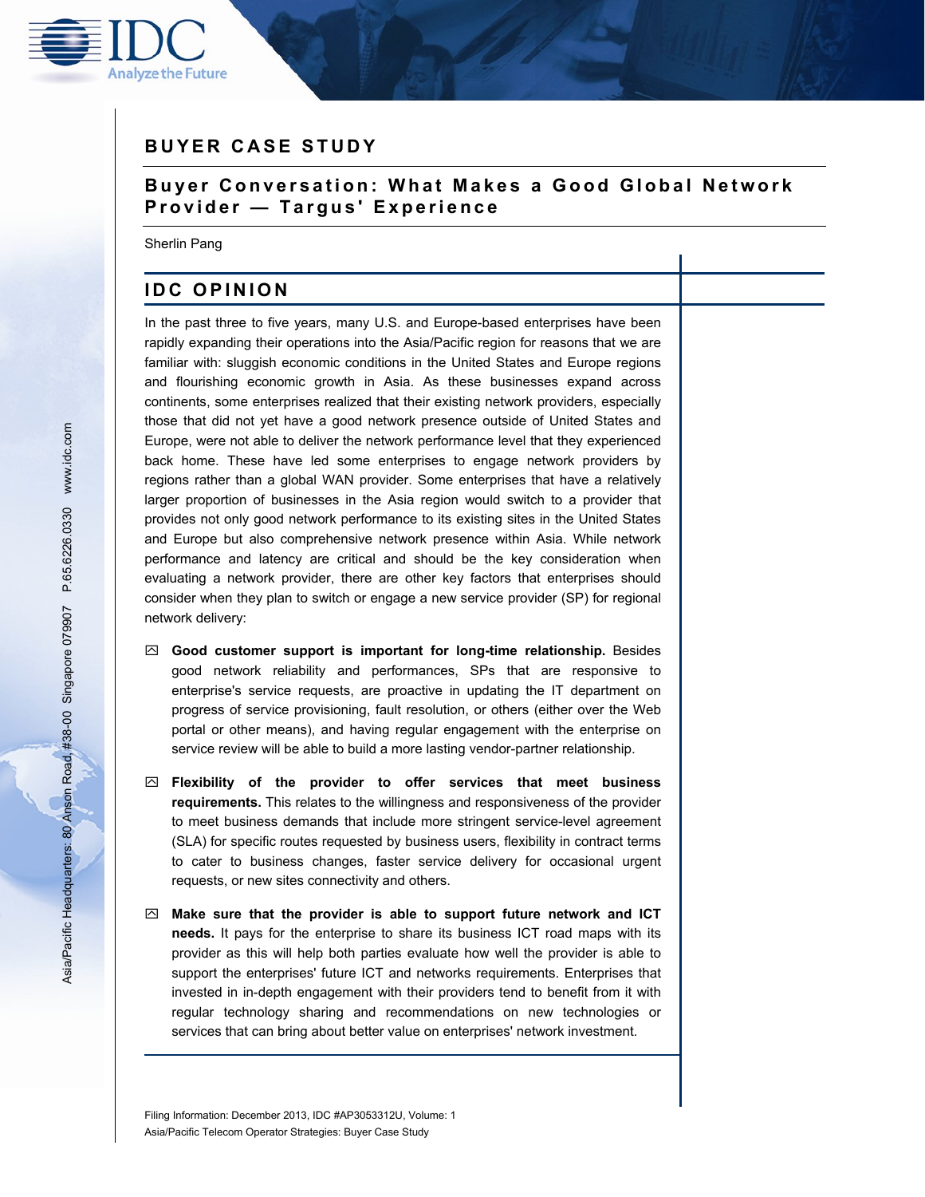BUYER CASE STUDY

# Buyer Conversation: What Makes a Good Global Network Provider — Targus' Experience

Sherlin Pang

## IDC OPINION

In the past three to five years, many U.S. and Europe-based enterprises have been rapidly expanding their operations into the Asia/Pacific region for reasons that we are familiar with: sluggish economic conditions in the United States and Europe regions and flourishing economic growth in Asia. As these businesses expand across continents, some enterprises realized that their existing network providers, especially those that did not yet have a good network presence outside of United States and Europe, were not able to deliver the network performance level that they experienced back home. These have led some enterprises to engage network providers by regions rather than a global WAN provider. Some enterprises that have a relatively larger proportion of businesses in the Asia region would switch to a provider that provides not only good network performance to its existing sites in the United States and Europe but also comprehensive network presence within Asia. While network performance and latency are critical and should be the key consideration when evaluating a network provider, there are other key factors that enterprises should consider when they plan to switch or engage a new service provider (SP) for regional network delivery:

- **Good customer support is important for long-time relationship.** Besides good network reliability and performances, SPs that are responsive to enterprise's service requests, are proactive in updating the IT department on progress of service provisioning, fault resolution, or others (either over the Web portal or other means), and having regular engagement with the enterprise on service review will be able to build a more lasting vendor-partner relationship.
- **Flexibility of the provider to offer services that meet business requirements.** This relates to the willingness and responsiveness of the provider to meet business demands that include more stringent service-level agreement (SLA) for specific routes requested by business users, flexibility in contract terms to cater to business changes, faster service delivery for occasional urgent requests, or new sites connectivity and others.
- **Make sure that the provider is able to support future network and ICT needs.** It pays for the enterprise to share its business ICT road maps with its provider as this will help both parties evaluate how well the provider is able to support the enterprises' future ICT and networks requirements. Enterprises that invested in in-depth engagement with their providers tend to benefit from it with regular technology sharing and recommendations on new technologies or services that can bring about better value on enterprises' network investment.

Filing Information: December 2013, IDC #AP3053312U, Volume: 1
Asia/Pacific Telecom Operator Strategies: Buyer Case Study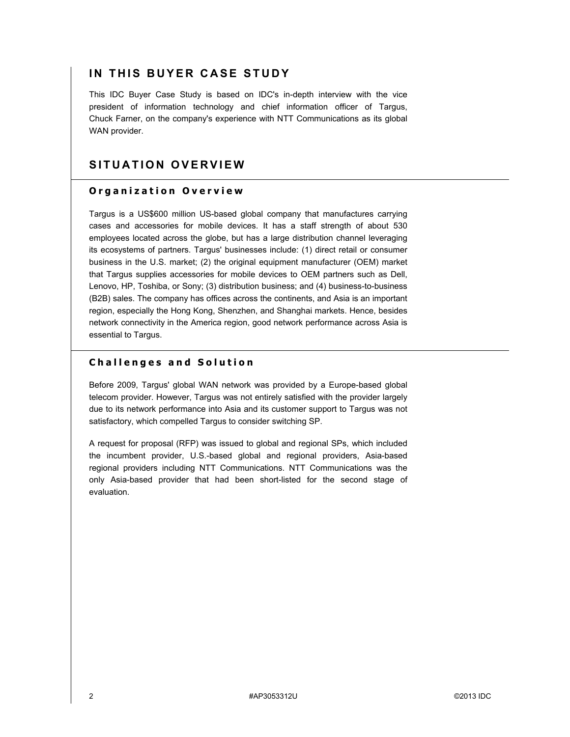## IN THIS BUYER CASE STUDY

This IDC Buyer Case Study is based on IDC's in-depth interview with the vice president of information technology and chief information officer of Targus, Chuck Farner, on the company's experience with NTT Communications as its global WAN provider.

## SITUATION OVERVIEW

### Organization Overview

Targus is a US$600 million US-based global company that manufactures carrying cases and accessories for mobile devices. It has a staff strength of about 530 employees located across the globe, but has a large distribution channel leveraging its ecosystems of partners. Targus' businesses include: (1) direct retail or consumer business in the U.S. market; (2) the original equipment manufacturer (OEM) market that Targus supplies accessories for mobile devices to OEM partners such as Dell, Lenovo, HP, Toshiba, or Sony; (3) distribution business; and (4) business-to-business (B2B) sales. The company has offices across the continents, and Asia is an important region, especially the Hong Kong, Shenzhen, and Shanghai markets. Hence, besides network connectivity in the America region, good network performance across Asia is essential to Targus.

### Challenges and Solution

Before 2009, Targus' global WAN network was provided by a Europe-based global telecom provider. However, Targus was not entirely satisfied with the provider largely due to its network performance into Asia and its customer support to Targus was not satisfactory, which compelled Targus to consider switching SP.

A request for proposal (RFP) was issued to global and regional SPs, which included the incumbent provider, U.S.-based global and regional providers, Asia-based regional providers including NTT Communications. NTT Communications was the only Asia-based provider that had been short-listed for the second stage of evaluation.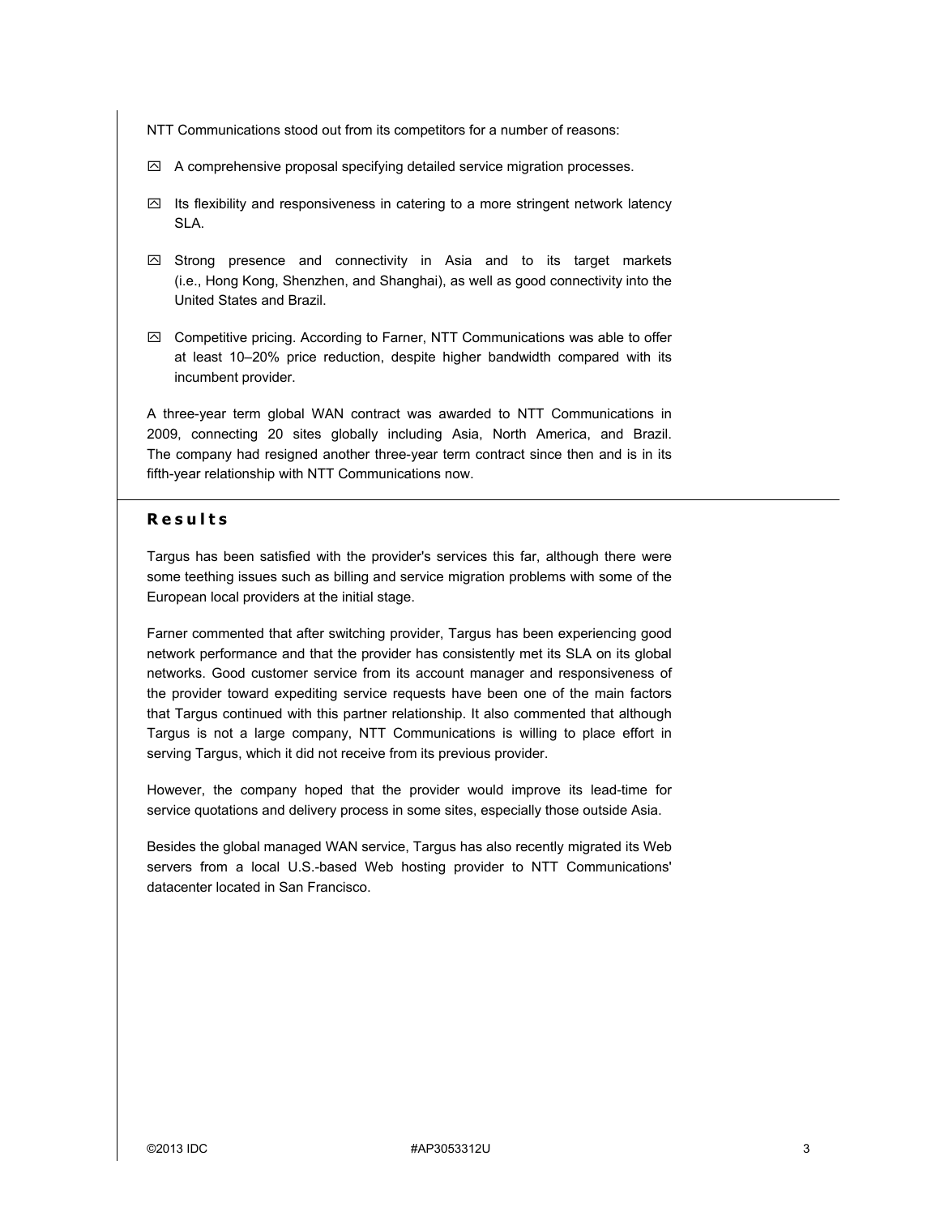NTT Communications stood out from its competitors for a number of reasons:

- A comprehensive proposal specifying detailed service migration processes.
- Its flexibility and responsiveness in catering to a more stringent network latency SLA.
- Strong presence and connectivity in Asia and to its target markets (i.e., Hong Kong, Shenzhen, and Shanghai), as well as good connectivity into the United States and Brazil.
- Competitive pricing. According to Farner, NTT Communications was able to offer at least 10–20% price reduction, despite higher bandwidth compared with its incumbent provider.

A three-year term global WAN contract was awarded to NTT Communications in 2009, connecting 20 sites globally including Asia, North America, and Brazil. The company had resigned another three-year term contract since then and is in its fifth-year relationship with NTT Communications now.

## Results

Targus has been satisfied with the provider's services this far, although there were some teething issues such as billing and service migration problems with some of the European local providers at the initial stage.

Farner commented that after switching provider, Targus has been experiencing good network performance and that the provider has consistently met its SLA on its global networks. Good customer service from its account manager and responsiveness of the provider toward expediting service requests have been one of the main factors that Targus continued with this partner relationship. It also commented that although Targus is not a large company, NTT Communications is willing to place effort in serving Targus, which it did not receive from its previous provider.

However, the company hoped that the provider would improve its lead-time for service quotations and delivery process in some sites, especially those outside Asia.

Besides the global managed WAN service, Targus has also recently migrated its Web servers from a local U.S.-based Web hosting provider to NTT Communications' datacenter located in San Francisco.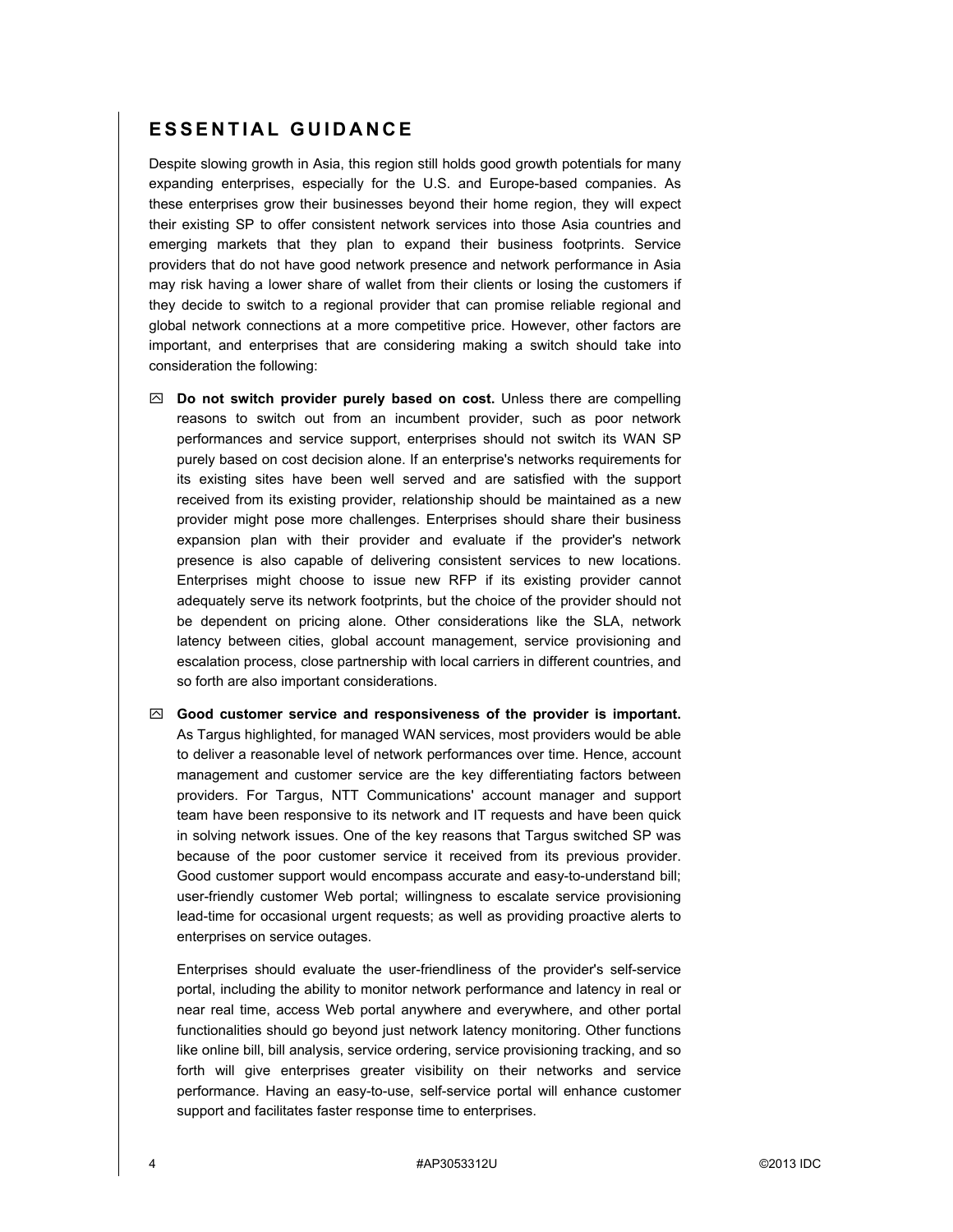## ESSENTIAL GUIDANCE

Despite slowing growth in Asia, this region still holds good growth potentials for many expanding enterprises, especially for the U.S. and Europe-based companies. As these enterprises grow their businesses beyond their home region, they will expect their existing SP to offer consistent network services into those Asia countries and emerging markets that they plan to expand their business footprints. Service providers that do not have good network presence and network performance in Asia may risk having a lower share of wallet from their clients or losing the customers if they decide to switch to a regional provider that can promise reliable regional and global network connections at a more competitive price. However, other factors are important, and enterprises that are considering making a switch should take into consideration the following:

- **Do not switch provider purely based on cost.** Unless there are compelling reasons to switch out from an incumbent provider, such as poor network performances and service support, enterprises should not switch its WAN SP purely based on cost decision alone. If an enterprise's networks requirements for its existing sites have been well served and are satisfied with the support received from its existing provider, relationship should be maintained as a new provider might pose more challenges. Enterprises should share their business expansion plan with their provider and evaluate if the provider's network presence is also capable of delivering consistent services to new locations. Enterprises might choose to issue new RFP if its existing provider cannot adequately serve its network footprints, but the choice of the provider should not be dependent on pricing alone. Other considerations like the SLA, network latency between cities, global account management, service provisioning and escalation process, close partnership with local carriers in different countries, and so forth are also important considerations.

- **Good customer service and responsiveness of the provider is important.** As Targus highlighted, for managed WAN services, most providers would be able to deliver a reasonable level of network performances over time. Hence, account management and customer service are the key differentiating factors between providers. For Targus, NTT Communications' account manager and support team have been responsive to its network and IT requests and have been quick in solving network issues. One of the key reasons that Targus switched SP was because of the poor customer service it received from its previous provider. Good customer support would encompass accurate and easy-to-understand bill; user-friendly customer Web portal; willingness to escalate service provisioning lead-time for occasional urgent requests; as well as providing proactive alerts to enterprises on service outages.

  Enterprises should evaluate the user-friendliness of the provider's self-service portal, including the ability to monitor network performance and latency in real or near real time, access Web portal anywhere and everywhere, and other portal functionalities should go beyond just network latency monitoring. Other functions like online bill, bill analysis, service ordering, service provisioning tracking, and so forth will give enterprises greater visibility on their networks and service performance. Having an easy-to-use, self-service portal will enhance customer support and facilitates faster response time to enterprises.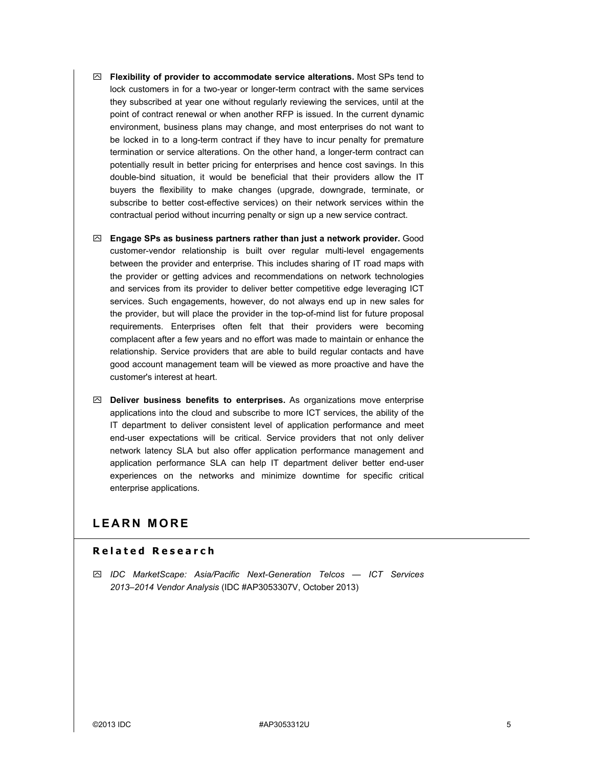- **Flexibility of provider to accommodate service alterations.** Most SPs tend to lock customers in for a two-year or longer-term contract with the same services they subscribed at year one without regularly reviewing the services, until at the point of contract renewal or when another RFP is issued. In the current dynamic environment, business plans may change, and most enterprises do not want to be locked in to a long-term contract if they have to incur penalty for premature termination or service alterations. On the other hand, a longer-term contract can potentially result in better pricing for enterprises and hence cost savings. In this double-bind situation, it would be beneficial that their providers allow the IT buyers the flexibility to make changes (upgrade, downgrade, terminate, or subscribe to better cost-effective services) on their network services within the contractual period without incurring penalty or sign up a new service contract.

- **Engage SPs as business partners rather than just a network provider.** Good customer-vendor relationship is built over regular multi-level engagements between the provider and enterprise. This includes sharing of IT road maps with the provider or getting advices and recommendations on network technologies and services from its provider to deliver better competitive edge leveraging ICT services. Such engagements, however, do not always end up in new sales for the provider, but will place the provider in the top-of-mind list for future proposal requirements. Enterprises often felt that their providers were becoming complacent after a few years and no effort was made to maintain or enhance the relationship. Service providers that are able to build regular contacts and have good account management team will be viewed as more proactive and have the customer's interest at heart.

- **Deliver business benefits to enterprises.** As organizations move enterprise applications into the cloud and subscribe to more ICT services, the ability of the IT department to deliver consistent level of application performance and meet end-user expectations will be critical. Service providers that not only deliver network latency SLA but also offer application performance management and application performance SLA can help IT department deliver better end-user experiences on the networks and minimize downtime for specific critical enterprise applications.

# LEARN MORE

## Related Research

- *IDC MarketScape: Asia/Pacific Next-Generation Telcos — ICT Services 2013–2014 Vendor Analysis* (IDC #AP3053307V, October 2013)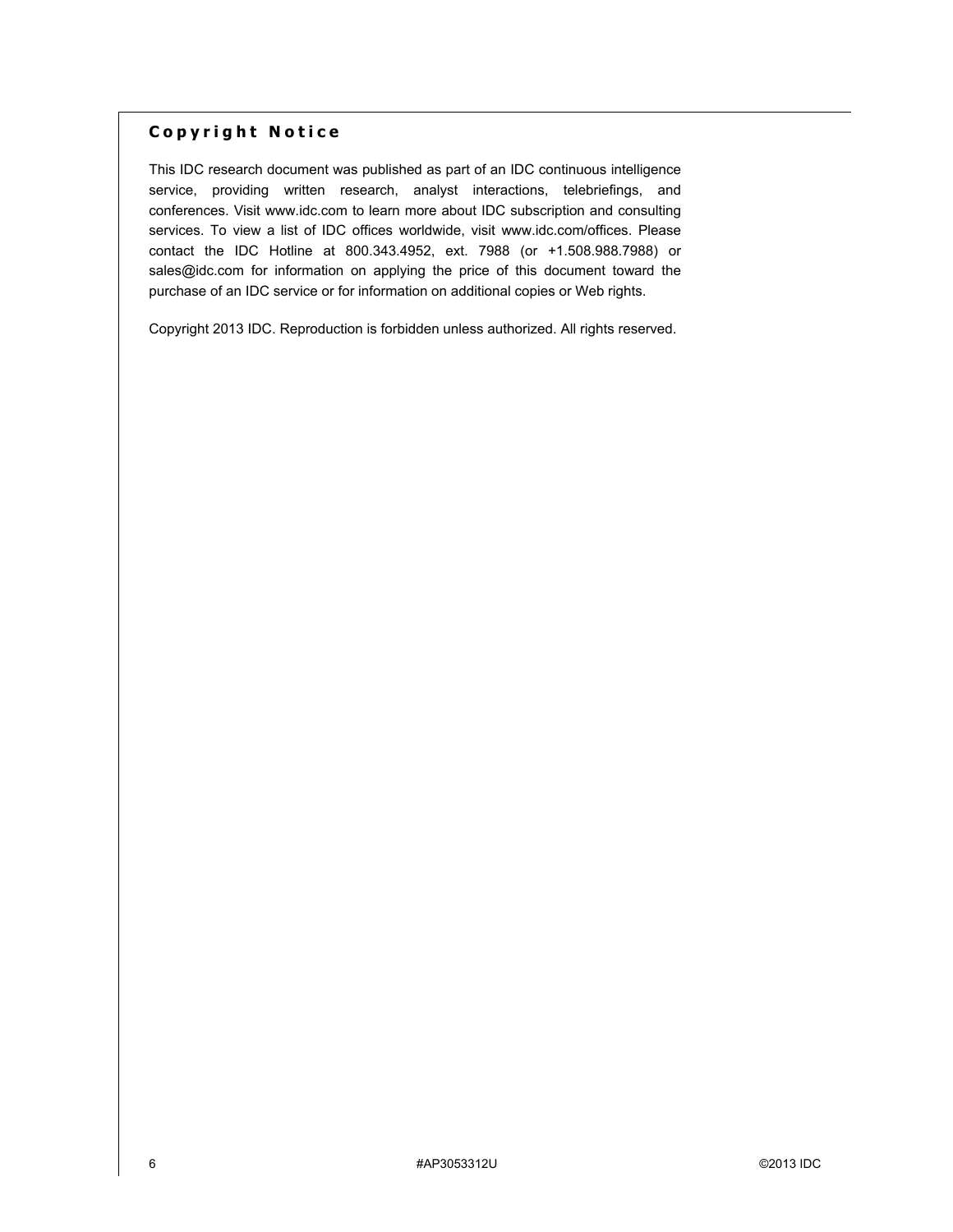## Copyright Notice

This IDC research document was published as part of an IDC continuous intelligence service, providing written research, analyst interactions, telebriefings, and conferences. Visit www.idc.com to learn more about IDC subscription and consulting services. To view a list of IDC offices worldwide, visit www.idc.com/offices. Please contact the IDC Hotline at 800.343.4952, ext. 7988 (or +1.508.988.7988) or sales@idc.com for information on applying the price of this document toward the purchase of an IDC service or for information on additional copies or Web rights.

Copyright 2013 IDC. Reproduction is forbidden unless authorized. All rights reserved.